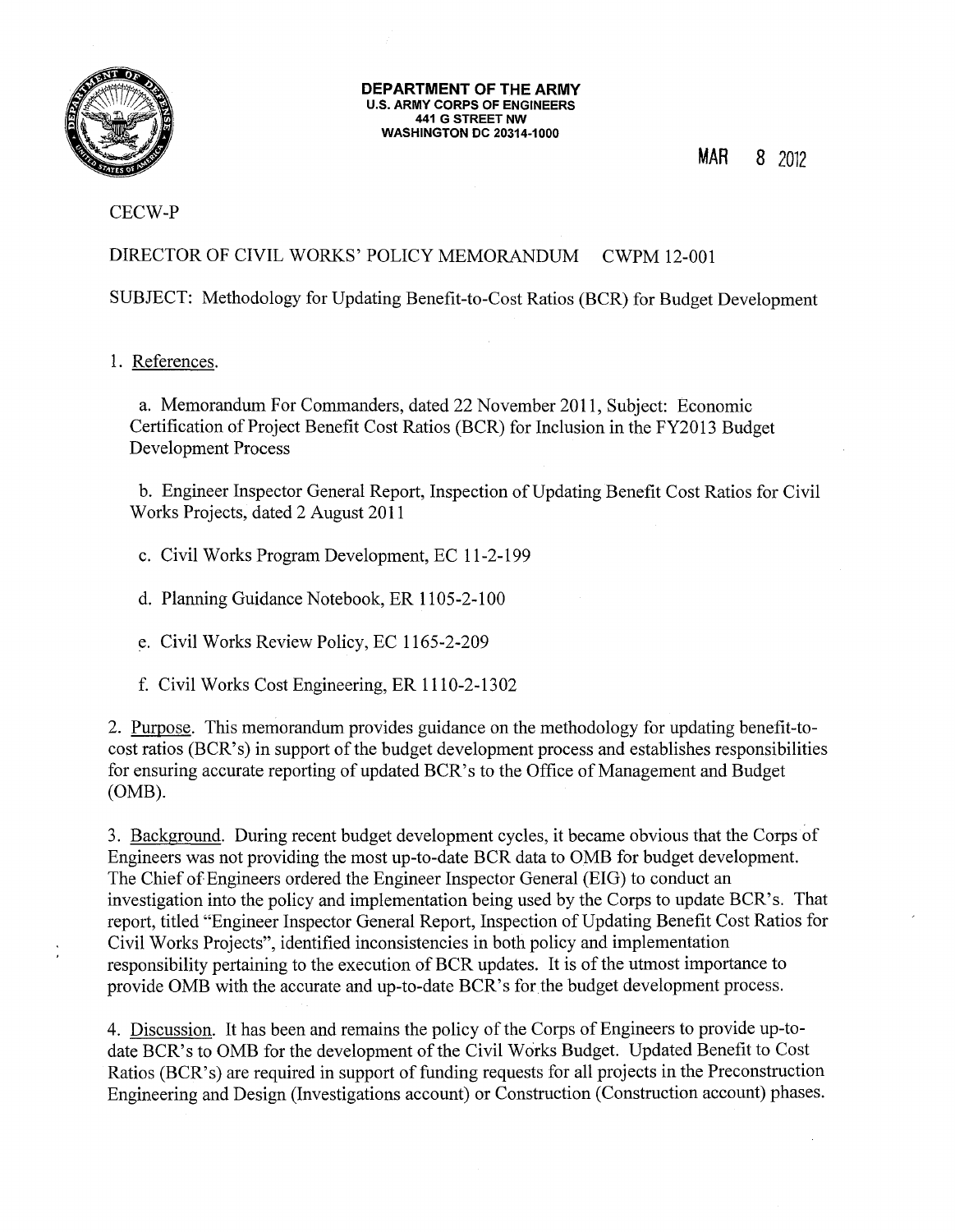**DEPARTMENT OF THE ARMY**
**U.S. ARMY CORPS OF ENGINEERS**
**441 G STREET NW**
**WASHINGTON DC 20314-1000**

MAR 8 2012

CECW-P

DIRECTOR OF CIVIL WORKS' POLICY MEMORANDUM CWPM 12-001

SUBJECT: Methodology for Updating Benefit-to-Cost Ratios (BCR) for Budget Development

1. References.

   a. Memorandum For Commanders, dated 22 November 2011, Subject: Economic Certification of Project Benefit Cost Ratios (BCR) for Inclusion in the FY2013 Budget Development Process

   b. Engineer Inspector General Report, Inspection of Updating Benefit Cost Ratios for Civil Works Projects, dated 2 August 2011

   c. Civil Works Program Development, EC 11-2-199

   d. Planning Guidance Notebook, ER 1105-2-100

   e. Civil Works Review Policy, EC 1165-2-209

   f. Civil Works Cost Engineering, ER 1110-2-1302

2. Purpose. This memorandum provides guidance on the methodology for updating benefit-to-cost ratios (BCR's) in support of the budget development process and establishes responsibilities for ensuring accurate reporting of updated BCR's to the Office of Management and Budget (OMB).

3. Background. During recent budget development cycles, it became obvious that the Corps of Engineers was not providing the most up-to-date BCR data to OMB for budget development. The Chief of Engineers ordered the Engineer Inspector General (EIG) to conduct an investigation into the policy and implementation being used by the Corps to update BCR's. That report, titled "Engineer Inspector General Report, Inspection of Updating Benefit Cost Ratios for Civil Works Projects", identified inconsistencies in both policy and implementation responsibility pertaining to the execution of BCR updates. It is of the utmost importance to provide OMB with the accurate and up-to-date BCR's for the budget development process.

4. Discussion. It has been and remains the policy of the Corps of Engineers to provide up-to-date BCR's to OMB for the development of the Civil Works Budget. Updated Benefit to Cost Ratios (BCR's) are required in support of funding requests for all projects in the Preconstruction Engineering and Design (Investigations account) or Construction (Construction account) phases.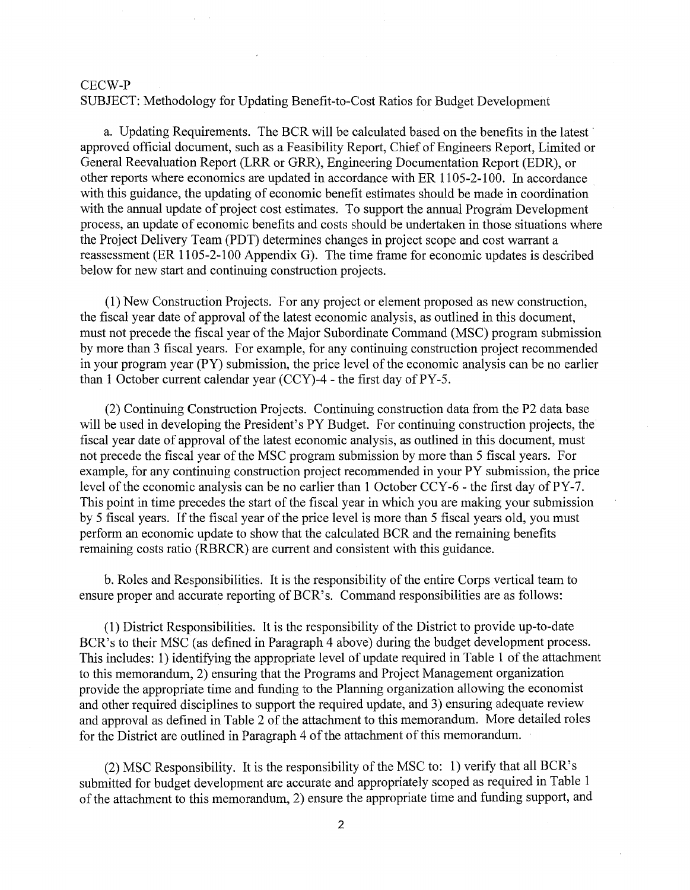CECW-P
SUBJECT: Methodology for Updating Benefit-to-Cost Ratios for Budget Development

a. Updating Requirements. The BCR will be calculated based on the benefits in the latest approved official document, such as a Feasibility Report, Chief of Engineers Report, Limited or General Reevaluation Report (LRR or GRR), Engineering Documentation Report (EDR), or other reports where economics are updated in accordance with ER 1105-2-100. In accordance with this guidance, the updating of economic benefit estimates should be made in coordination with the annual update of project cost estimates. To support the annual Program Development process, an update of economic benefits and costs should be undertaken in those situations where the Project Delivery Team (PDT) determines changes in project scope and cost warrant a reassessment (ER 1105-2-100 Appendix G). The time frame for economic updates is described below for new start and continuing construction projects.

(1) New Construction Projects. For any project or element proposed as new construction, the fiscal year date of approval of the latest economic analysis, as outlined in this document, must not precede the fiscal year of the Major Subordinate Command (MSC) program submission by more than 3 fiscal years. For example, for any continuing construction project recommended in your program year (PY) submission, the price level of the economic analysis can be no earlier than 1 October current calendar year (CCY)-4 - the first day of PY-5.

(2) Continuing Construction Projects. Continuing construction data from the P2 data base will be used in developing the President's PY Budget. For continuing construction projects, the fiscal year date of approval of the latest economic analysis, as outlined in this document, must not precede the fiscal year of the MSC program submission by more than 5 fiscal years. For example, for any continuing construction project recommended in your PY submission, the price level of the economic analysis can be no earlier than 1 October CCY-6 - the first day of PY-7. This point in time precedes the start of the fiscal year in which you are making your submission by 5 fiscal years. If the fiscal year of the price level is more than 5 fiscal years old, you must perform an economic update to show that the calculated BCR and the remaining benefits remaining costs ratio (RBRCR) are current and consistent with this guidance.

b. Roles and Responsibilities. It is the responsibility of the entire Corps vertical team to ensure proper and accurate reporting of BCR's. Command responsibilities are as follows:

(1) District Responsibilities. It is the responsibility of the District to provide up-to-date BCR's to their MSC (as defined in Paragraph 4 above) during the budget development process. This includes: 1) identifying the appropriate level of update required in Table 1 of the attachment to this memorandum, 2) ensuring that the Programs and Project Management organization provide the appropriate time and funding to the Planning organization allowing the economist and other required disciplines to support the required update, and 3) ensuring adequate review and approval as defined in Table 2 of the attachment to this memorandum. More detailed roles for the District are outlined in Paragraph 4 of the attachment of this memorandum.

(2) MSC Responsibility. It is the responsibility of the MSC to: 1) verify that all BCR's submitted for budget development are accurate and appropriately scoped as required in Table 1 of the attachment to this memorandum, 2) ensure the appropriate time and funding support, and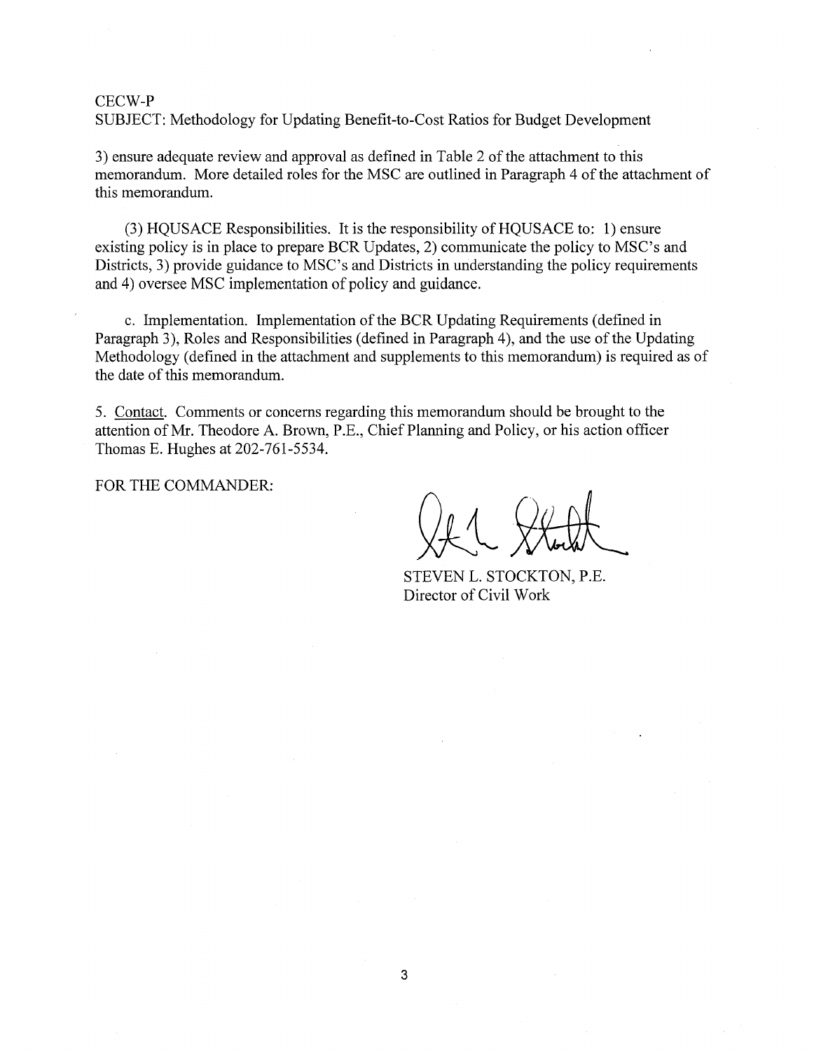CECW-P
SUBJECT: Methodology for Updating Benefit-to-Cost Ratios for Budget Development

3) ensure adequate review and approval as defined in Table 2 of the attachment to this memorandum. More detailed roles for the MSC are outlined in Paragraph 4 of the attachment of this memorandum.

(3) HQUSACE Responsibilities. It is the responsibility of HQUSACE to: 1) ensure existing policy is in place to prepare BCR Updates, 2) communicate the policy to MSC's and Districts, 3) provide guidance to MSC's and Districts in understanding the policy requirements and 4) oversee MSC implementation of policy and guidance.

c. Implementation. Implementation of the BCR Updating Requirements (defined in Paragraph 3), Roles and Responsibilities (defined in Paragraph 4), and the use of the Updating Methodology (defined in the attachment and supplements to this memorandum) is required as of the date of this memorandum.

5. Contact. Comments or concerns regarding this memorandum should be brought to the attention of Mr. Theodore A. Brown, P.E., Chief Planning and Policy, or his action officer Thomas E. Hughes at 202-761-5534.

FOR THE COMMANDER:

STEVEN L. STOCKTON, P.E.
Director of Civil Work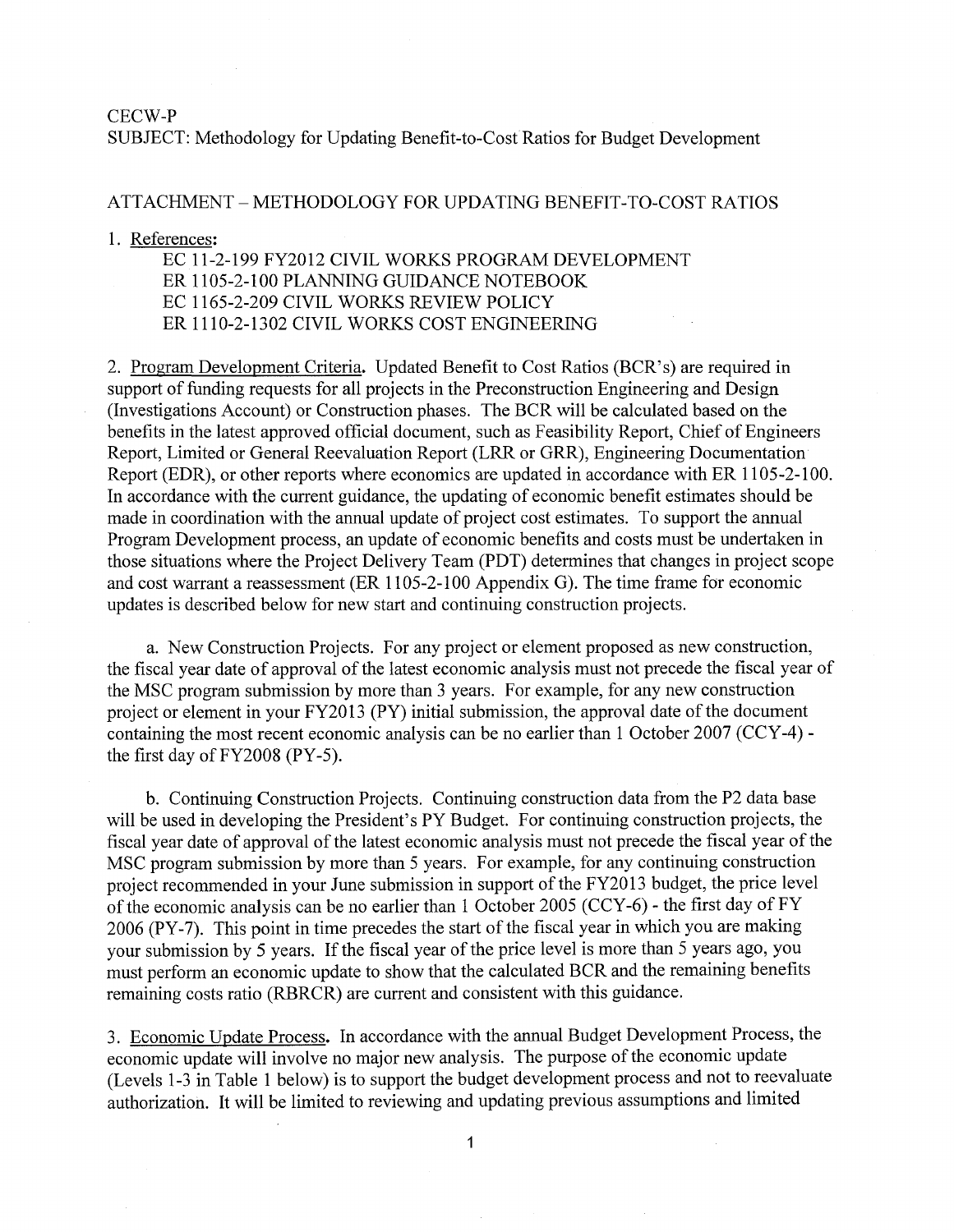CECW-P
SUBJECT: Methodology for Updating Benefit-to-Cost Ratios for Budget Development

ATTACHMENT – METHODOLOGY FOR UPDATING BENEFIT-TO-COST RATIOS

1. References:

   EC 11-2-199 FY2012 CIVIL WORKS PROGRAM DEVELOPMENT
   ER 1105-2-100 PLANNING GUIDANCE NOTEBOOK
   EC 1165-2-209 CIVIL WORKS REVIEW POLICY
   ER 1110-2-1302 CIVIL WORKS COST ENGINEERING

2. Program Development Criteria. Updated Benefit to Cost Ratios (BCR's) are required in support of funding requests for all projects in the Preconstruction Engineering and Design (Investigations Account) or Construction phases. The BCR will be calculated based on the benefits in the latest approved official document, such as Feasibility Report, Chief of Engineers Report, Limited or General Reevaluation Report (LRR or GRR), Engineering Documentation Report (EDR), or other reports where economics are updated in accordance with ER 1105-2-100. In accordance with the current guidance, the updating of economic benefit estimates should be made in coordination with the annual update of project cost estimates. To support the annual Program Development process, an update of economic benefits and costs must be undertaken in those situations where the Project Delivery Team (PDT) determines that changes in project scope and cost warrant a reassessment (ER 1105-2-100 Appendix G). The time frame for economic updates is described below for new start and continuing construction projects.

   a. New Construction Projects. For any project or element proposed as new construction, the fiscal year date of approval of the latest economic analysis must not precede the fiscal year of the MSC program submission by more than 3 years. For example, for any new construction project or element in your FY2013 (PY) initial submission, the approval date of the document containing the most recent economic analysis can be no earlier than 1 October 2007 (CCY-4) - the first day of FY2008 (PY-5).

   b. Continuing Construction Projects. Continuing construction data from the P2 data base will be used in developing the President's PY Budget. For continuing construction projects, the fiscal year date of approval of the latest economic analysis must not precede the fiscal year of the MSC program submission by more than 5 years. For example, for any continuing construction project recommended in your June submission in support of the FY2013 budget, the price level of the economic analysis can be no earlier than 1 October 2005 (CCY-6) - the first day of FY 2006 (PY-7). This point in time precedes the start of the fiscal year in which you are making your submission by 5 years. If the fiscal year of the price level is more than 5 years ago, you must perform an economic update to show that the calculated BCR and the remaining benefits remaining costs ratio (RBRCR) are current and consistent with this guidance.

3. Economic Update Process. In accordance with the annual Budget Development Process, the economic update will involve no major new analysis. The purpose of the economic update (Levels 1-3 in Table 1 below) is to support the budget development process and not to reevaluate authorization. It will be limited to reviewing and updating previous assumptions and limited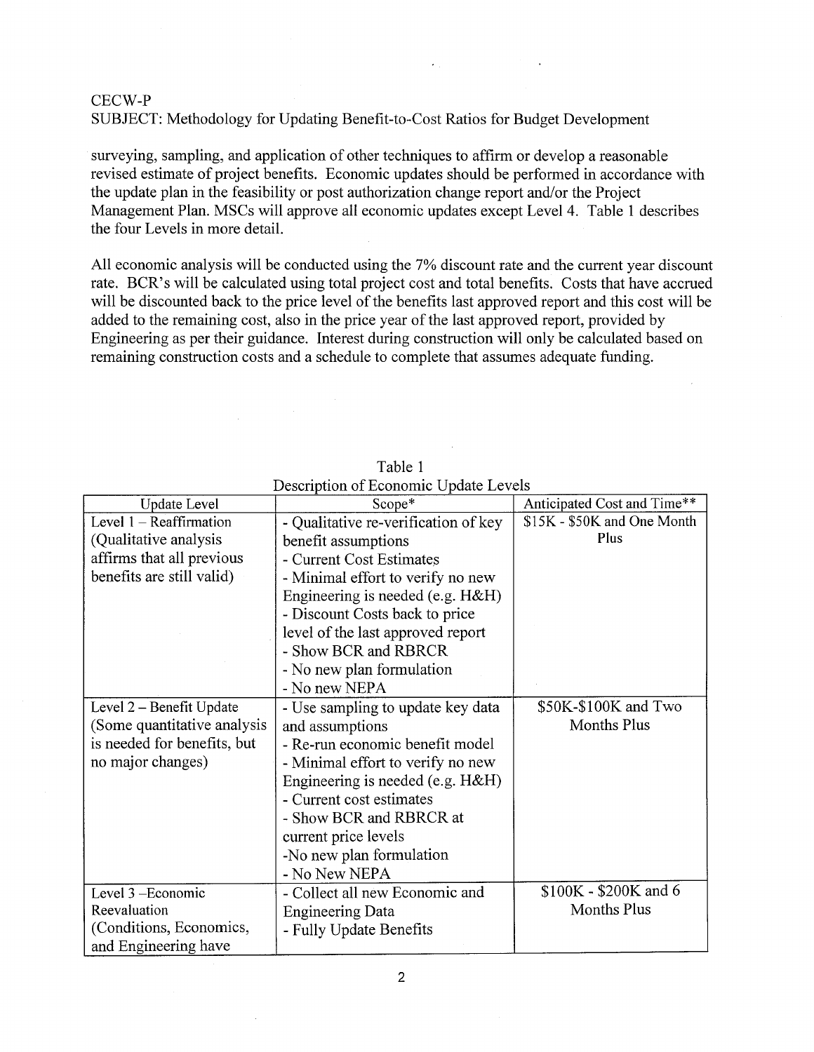CECW-P
SUBJECT: Methodology for Updating Benefit-to-Cost Ratios for Budget Development

surveying, sampling, and application of other techniques to affirm or develop a reasonable revised estimate of project benefits. Economic updates should be performed in accordance with the update plan in the feasibility or post authorization change report and/or the Project Management Plan. MSCs will approve all economic updates except Level 4. Table 1 describes the four Levels in more detail.

All economic analysis will be conducted using the 7% discount rate and the current year discount rate. BCR's will be calculated using total project cost and total benefits. Costs that have accrued will be discounted back to the price level of the benefits last approved report and this cost will be added to the remaining cost, also in the price year of the last approved report, provided by Engineering as per their guidance. Interest during construction will only be calculated based on remaining construction costs and a schedule to complete that assumes adequate funding.

Table 1
Description of Economic Update Levels

| Update Level | Scope* | Anticipated Cost and Time** |
|---|---|---|
| Level 1 – Reaffirmation (Qualitative analysis affirms that all previous benefits are still valid) | - Qualitative re-verification of key benefit assumptions<br>- Current Cost Estimates<br>- Minimal effort to verify no new Engineering is needed (e.g. H&H)<br>- Discount Costs back to price level of the last approved report<br>- Show BCR and RBRCR<br>- No new plan formulation<br>- No new NEPA | $15K - $50K and One Month Plus |
| Level 2 – Benefit Update (Some quantitative analysis is needed for benefits, but no major changes) | - Use sampling to update key data and assumptions<br>- Re-run economic benefit model<br>- Minimal effort to verify no new Engineering is needed (e.g. H&H)<br>- Current cost estimates<br>- Show BCR and RBRCR at current price levels<br>-No new plan formulation<br>- No New NEPA | $50K-$100K and Two Months Plus |
| Level 3 –Economic Reevaluation (Conditions, Economics, and Engineering have | - Collect all new Economic and Engineering Data<br>- Fully Update Benefits | $100K - $200K and 6 Months Plus |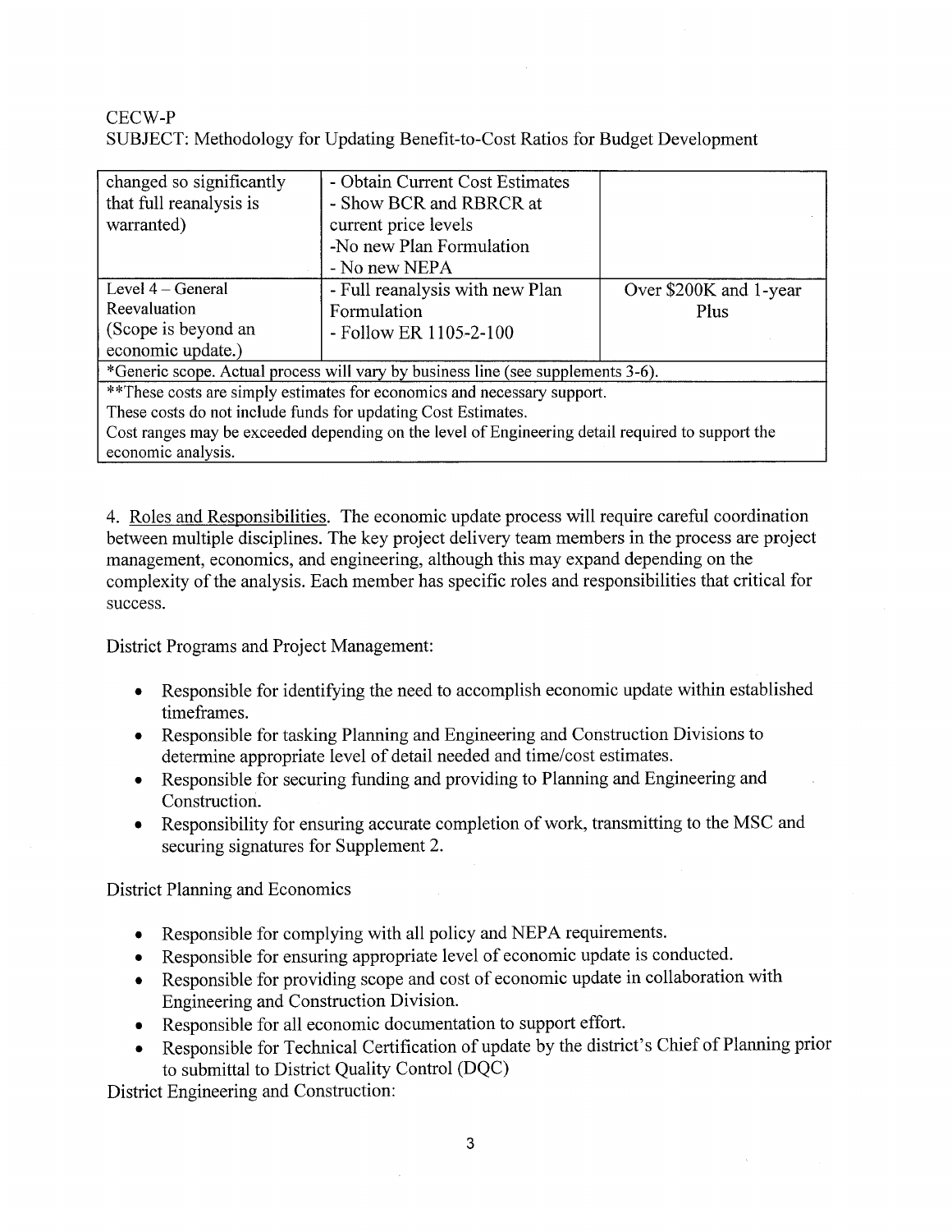CECW-P
SUBJECT: Methodology for Updating Benefit-to-Cost Ratios for Budget Development

| | | |
|---|---|---|
| changed so significantly that full reanalysis is warranted) | - Obtain Current Cost Estimates<br>- Show BCR and RBRCR at current price levels<br>-No new Plan Formulation<br>- No new NEPA | |
| Level 4 – General Reevaluation (Scope is beyond an economic update.) | - Full reanalysis with new Plan Formulation<br>- Follow ER 1105-2-100 | Over $200K and 1-year Plus |
| *Generic scope. Actual process will vary by business line (see supplements 3-6). | | |
| **These costs are simply estimates for economics and necessary support.<br>These costs do not include funds for updating Cost Estimates.<br>Cost ranges may be exceeded depending on the level of Engineering detail required to support the economic analysis. | | |

4. Roles and Responsibilities. The economic update process will require careful coordination between multiple disciplines. The key project delivery team members in the process are project management, economics, and engineering, although this may expand depending on the complexity of the analysis. Each member has specific roles and responsibilities that critical for success.

District Programs and Project Management:

- Responsible for identifying the need to accomplish economic update within established timeframes.
- Responsible for tasking Planning and Engineering and Construction Divisions to determine appropriate level of detail needed and time/cost estimates.
- Responsible for securing funding and providing to Planning and Engineering and Construction.
- Responsibility for ensuring accurate completion of work, transmitting to the MSC and securing signatures for Supplement 2.

District Planning and Economics

- Responsible for complying with all policy and NEPA requirements.
- Responsible for ensuring appropriate level of economic update is conducted.
- Responsible for providing scope and cost of economic update in collaboration with Engineering and Construction Division.
- Responsible for all economic documentation to support effort.
- Responsible for Technical Certification of update by the district's Chief of Planning prior to submittal to District Quality Control (DQC)

District Engineering and Construction: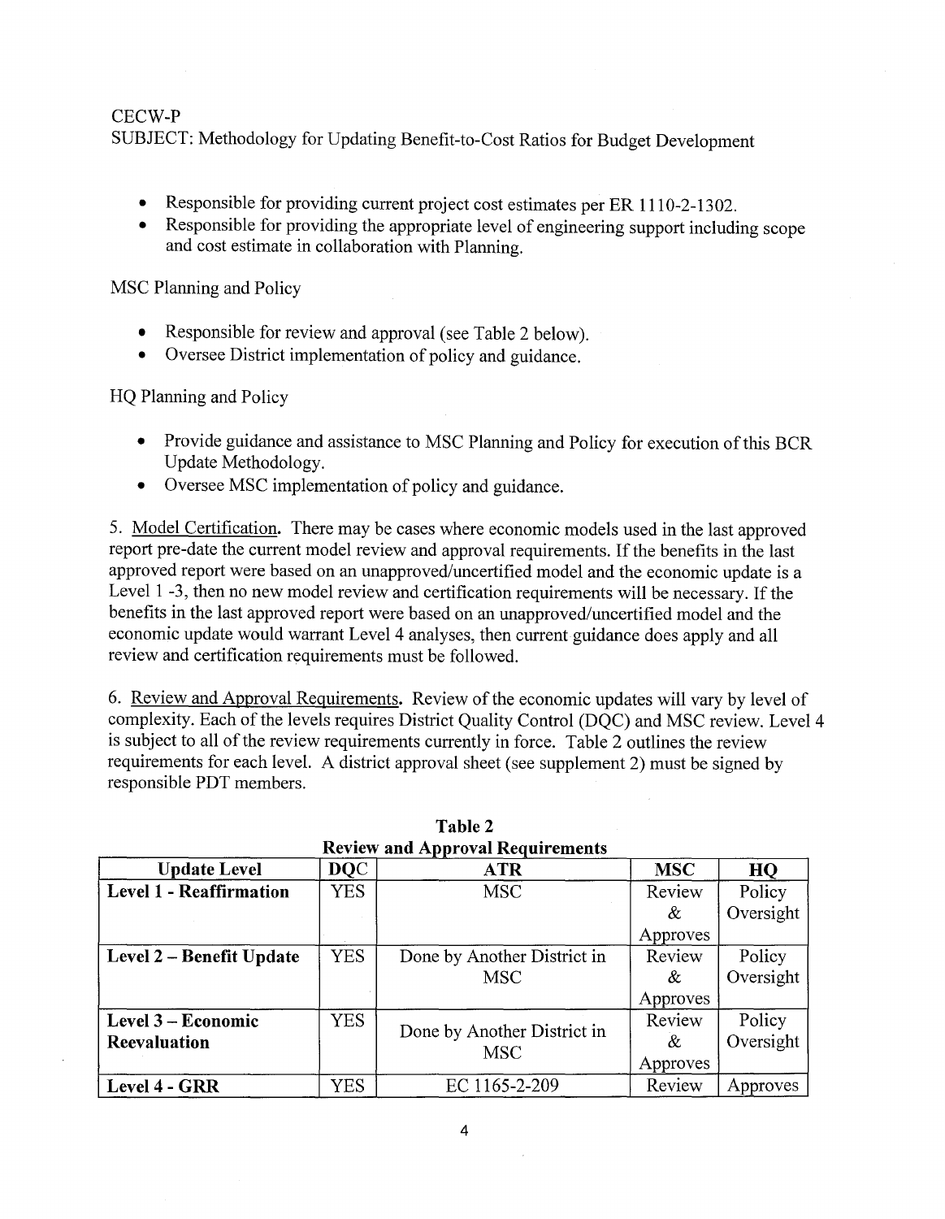CECW-P
SUBJECT: Methodology for Updating Benefit-to-Cost Ratios for Budget Development

- Responsible for providing current project cost estimates per ER 1110-2-1302.
- Responsible for providing the appropriate level of engineering support including scope and cost estimate in collaboration with Planning.

MSC Planning and Policy

- Responsible for review and approval (see Table 2 below).
- Oversee District implementation of policy and guidance.

HQ Planning and Policy

- Provide guidance and assistance to MSC Planning and Policy for execution of this BCR Update Methodology.
- Oversee MSC implementation of policy and guidance.

5. Model Certification. There may be cases where economic models used in the last approved report pre-date the current model review and approval requirements. If the benefits in the last approved report were based on an unapproved/uncertified model and the economic update is a Level 1 -3, then no new model review and certification requirements will be necessary. If the benefits in the last approved report were based on an unapproved/uncertified model and the economic update would warrant Level 4 analyses, then current guidance does apply and all review and certification requirements must be followed.

6. Review and Approval Requirements. Review of the economic updates will vary by level of complexity. Each of the levels requires District Quality Control (DQC) and MSC review. Level 4 is subject to all of the review requirements currently in force. Table 2 outlines the review requirements for each level. A district approval sheet (see supplement 2) must be signed by responsible PDT members.

**Table 2**
**Review and Approval Requirements**

| Update Level | DQC | ATR | MSC | HQ |
|---|---|---|---|---|
| **Level 1 - Reaffirmation** | YES | MSC | Review & Approves | Policy Oversight |
| **Level 2 – Benefit Update** | YES | Done by Another District in MSC | Review & Approves | Policy Oversight |
| **Level 3 – Economic Reevaluation** | YES | Done by Another District in MSC | Review & Approves | Policy Oversight |
| **Level 4 - GRR** | YES | EC 1165-2-209 | Review | Approves |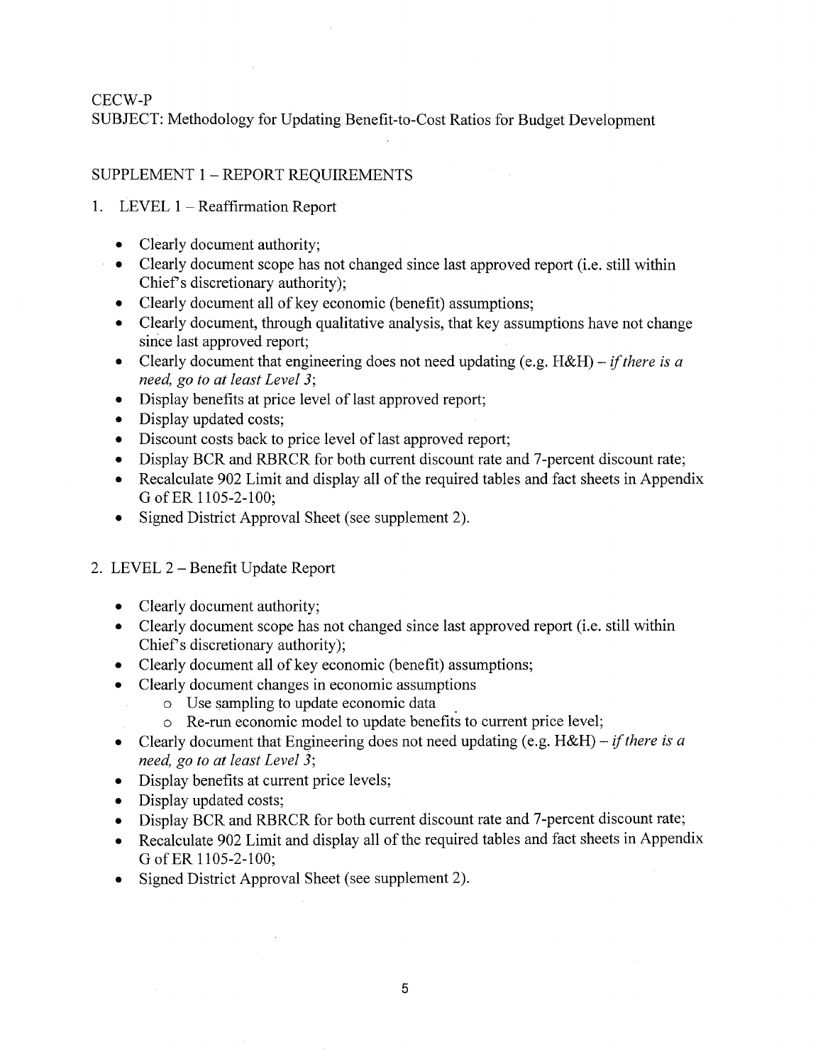CECW-P
SUBJECT: Methodology for Updating Benefit-to-Cost Ratios for Budget Development

SUPPLEMENT 1 – REPORT REQUIREMENTS

1. LEVEL 1 – Reaffirmation Report

   - Clearly document authority;
   - Clearly document scope has not changed since last approved report (i.e. still within Chief's discretionary authority);
   - Clearly document all of key economic (benefit) assumptions;
   - Clearly document, through qualitative analysis, that key assumptions have not change since last approved report;
   - Clearly document that engineering does not need updating (e.g. H&H) – *if there is a need, go to at least Level 3*;
   - Display benefits at price level of last approved report;
   - Display updated costs;
   - Discount costs back to price level of last approved report;
   - Display BCR and RBRCR for both current discount rate and 7-percent discount rate;
   - Recalculate 902 Limit and display all of the required tables and fact sheets in Appendix G of ER 1105-2-100;
   - Signed District Approval Sheet (see supplement 2).

2. LEVEL 2 – Benefit Update Report

   - Clearly document authority;
   - Clearly document scope has not changed since last approved report (i.e. still within Chief's discretionary authority);
   - Clearly document all of key economic (benefit) assumptions;
   - Clearly document changes in economic assumptions
     - Use sampling to update economic data
     - Re-run economic model to update benefits to current price level;
   - Clearly document that Engineering does not need updating (e.g. H&H) – *if there is a need, go to at least Level 3*;
   - Display benefits at current price levels;
   - Display updated costs;
   - Display BCR and RBRCR for both current discount rate and 7-percent discount rate;
   - Recalculate 902 Limit and display all of the required tables and fact sheets in Appendix G of ER 1105-2-100;
   - Signed District Approval Sheet (see supplement 2).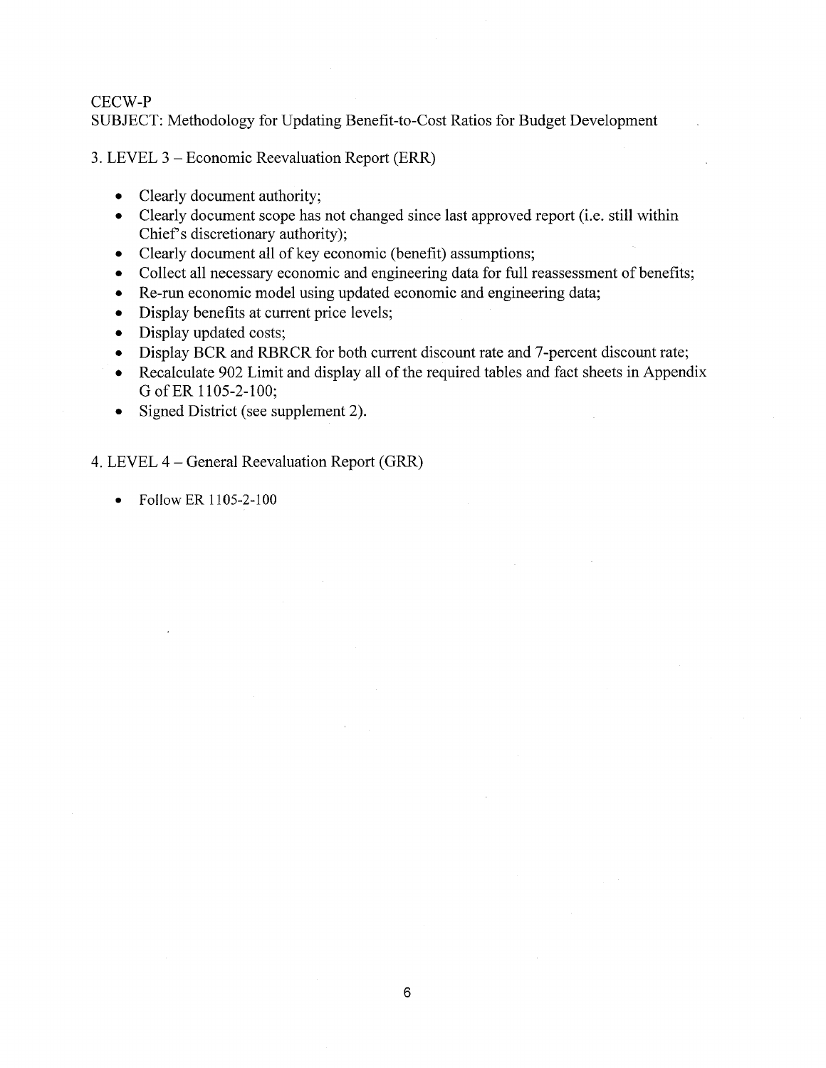CECW-P
SUBJECT: Methodology for Updating Benefit-to-Cost Ratios for Budget Development

3. LEVEL 3 – Economic Reevaluation Report (ERR)

- Clearly document authority;
- Clearly document scope has not changed since last approved report (i.e. still within Chief's discretionary authority);
- Clearly document all of key economic (benefit) assumptions;
- Collect all necessary economic and engineering data for full reassessment of benefits;
- Re-run economic model using updated economic and engineering data;
- Display benefits at current price levels;
- Display updated costs;
- Display BCR and RBRCR for both current discount rate and 7-percent discount rate;
- Recalculate 902 Limit and display all of the required tables and fact sheets in Appendix G of ER 1105-2-100;
- Signed District (see supplement 2).

4. LEVEL 4 – General Reevaluation Report (GRR)

- Follow ER 1105-2-100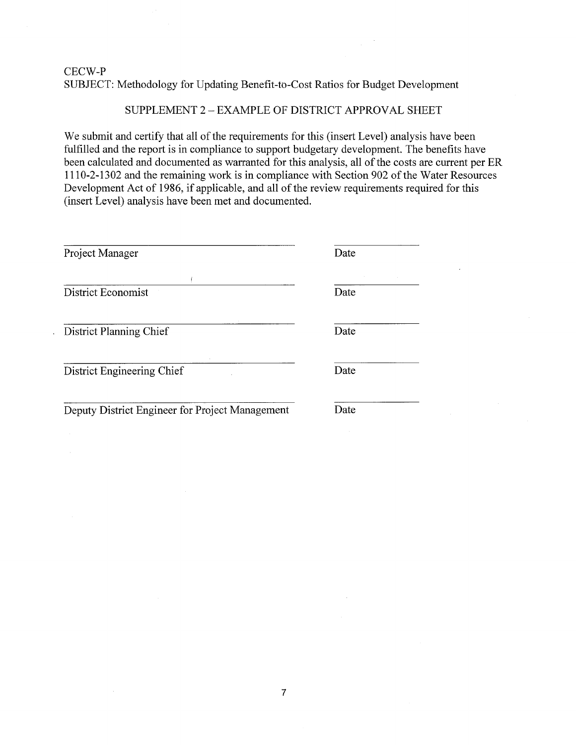CECW-P
SUBJECT: Methodology for Updating Benefit-to-Cost Ratios for Budget Development

## SUPPLEMENT 2 – EXAMPLE OF DISTRICT APPROVAL SHEET

We submit and certify that all of the requirements for this (insert Level) analysis have been fulfilled and the report is in compliance to support budgetary development. The benefits have been calculated and documented as warranted for this analysis, all of the costs are current per ER 1110-2-1302 and the remaining work is in compliance with Section 902 of the Water Resources Development Act of 1986, if applicable, and all of the review requirements required for this (insert Level) analysis have been met and documented.

| | |
|---|---|
| ______________________________ | ____________ |
| Project Manager | Date |
| ______________________________ | ____________ |
| District Economist | Date |
| ______________________________ | ____________ |
| District Planning Chief | Date |
| ______________________________ | ____________ |
| District Engineering Chief | Date |
| ______________________________ | ____________ |
| Deputy District Engineer for Project Management | Date |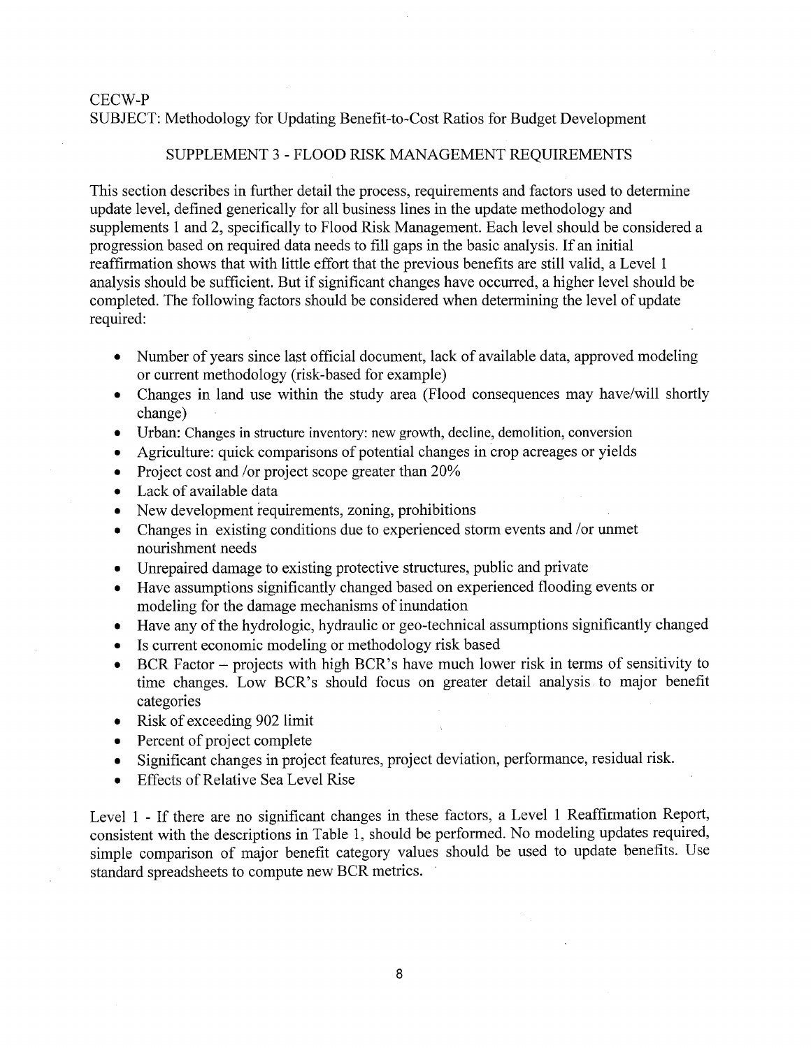CECW-P
SUBJECT: Methodology for Updating Benefit-to-Cost Ratios for Budget Development

## SUPPLEMENT 3 - FLOOD RISK MANAGEMENT REQUIREMENTS

This section describes in further detail the process, requirements and factors used to determine update level, defined generically for all business lines in the update methodology and supplements 1 and 2, specifically to Flood Risk Management. Each level should be considered a progression based on required data needs to fill gaps in the basic analysis. If an initial reaffirmation shows that with little effort that the previous benefits are still valid, a Level 1 analysis should be sufficient. But if significant changes have occurred, a higher level should be completed. The following factors should be considered when determining the level of update required:

- Number of years since last official document, lack of available data, approved modeling or current methodology (risk-based for example)
- Changes in land use within the study area (Flood consequences may have/will shortly change)
- Urban: Changes in structure inventory: new growth, decline, demolition, conversion
- Agriculture: quick comparisons of potential changes in crop acreages or yields
- Project cost and /or project scope greater than 20%
- Lack of available data
- New development requirements, zoning, prohibitions
- Changes in existing conditions due to experienced storm events and /or unmet nourishment needs
- Unrepaired damage to existing protective structures, public and private
- Have assumptions significantly changed based on experienced flooding events or modeling for the damage mechanisms of inundation
- Have any of the hydrologic, hydraulic or geo-technical assumptions significantly changed
- Is current economic modeling or methodology risk based
- BCR Factor – projects with high BCR's have much lower risk in terms of sensitivity to time changes. Low BCR's should focus on greater detail analysis to major benefit categories
- Risk of exceeding 902 limit
- Percent of project complete
- Significant changes in project features, project deviation, performance, residual risk.
- Effects of Relative Sea Level Rise

Level 1 - If there are no significant changes in these factors, a Level 1 Reaffirmation Report, consistent with the descriptions in Table 1, should be performed. No modeling updates required, simple comparison of major benefit category values should be used to update benefits. Use standard spreadsheets to compute new BCR metrics.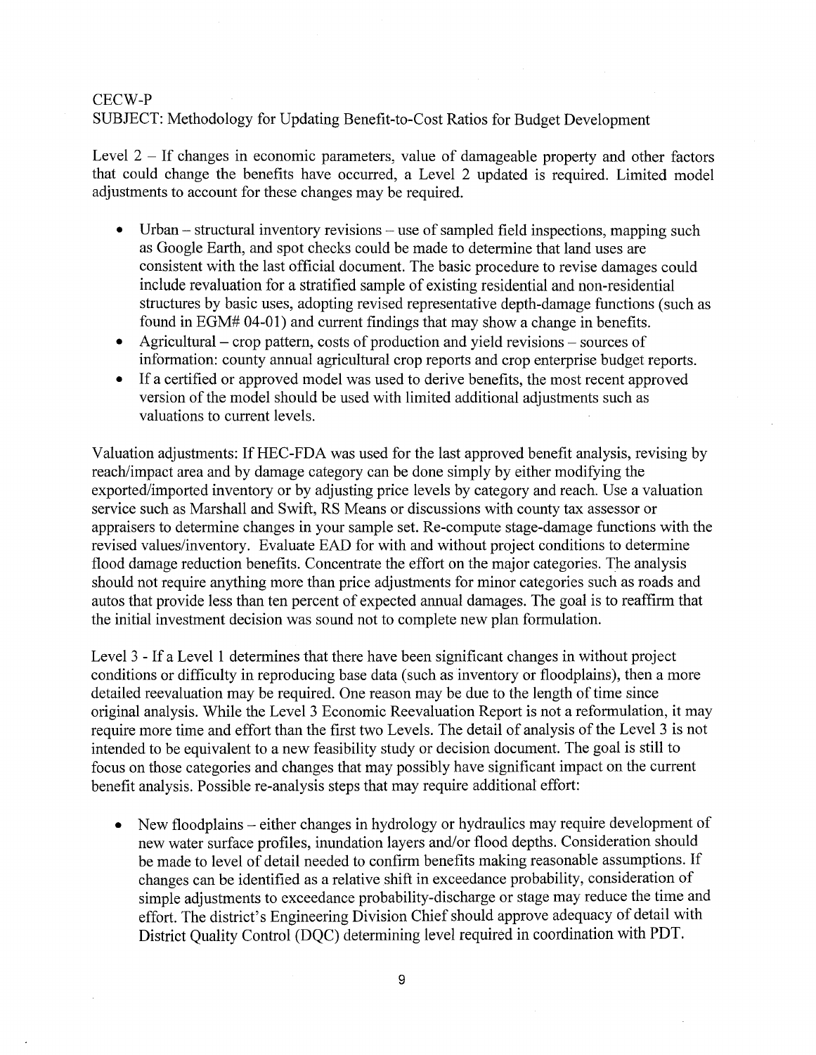CECW-P
SUBJECT: Methodology for Updating Benefit-to-Cost Ratios for Budget Development

Level 2 – If changes in economic parameters, value of damageable property and other factors that could change the benefits have occurred, a Level 2 updated is required. Limited model adjustments to account for these changes may be required.

- Urban – structural inventory revisions – use of sampled field inspections, mapping such as Google Earth, and spot checks could be made to determine that land uses are consistent with the last official document. The basic procedure to revise damages could include revaluation for a stratified sample of existing residential and non-residential structures by basic uses, adopting revised representative depth-damage functions (such as found in EGM# 04-01) and current findings that may show a change in benefits.
- Agricultural – crop pattern, costs of production and yield revisions – sources of information: county annual agricultural crop reports and crop enterprise budget reports.
- If a certified or approved model was used to derive benefits, the most recent approved version of the model should be used with limited additional adjustments such as valuations to current levels.

Valuation adjustments: If HEC-FDA was used for the last approved benefit analysis, revising by reach/impact area and by damage category can be done simply by either modifying the exported/imported inventory or by adjusting price levels by category and reach. Use a valuation service such as Marshall and Swift, RS Means or discussions with county tax assessor or appraisers to determine changes in your sample set. Re-compute stage-damage functions with the revised values/inventory. Evaluate EAD for with and without project conditions to determine flood damage reduction benefits. Concentrate the effort on the major categories. The analysis should not require anything more than price adjustments for minor categories such as roads and autos that provide less than ten percent of expected annual damages. The goal is to reaffirm that the initial investment decision was sound not to complete new plan formulation.

Level 3 - If a Level 1 determines that there have been significant changes in without project conditions or difficulty in reproducing base data (such as inventory or floodplains), then a more detailed reevaluation may be required. One reason may be due to the length of time since original analysis. While the Level 3 Economic Reevaluation Report is not a reformulation, it may require more time and effort than the first two Levels. The detail of analysis of the Level 3 is not intended to be equivalent to a new feasibility study or decision document. The goal is still to focus on those categories and changes that may possibly have significant impact on the current benefit analysis. Possible re-analysis steps that may require additional effort:

- New floodplains – either changes in hydrology or hydraulics may require development of new water surface profiles, inundation layers and/or flood depths. Consideration should be made to level of detail needed to confirm benefits making reasonable assumptions. If changes can be identified as a relative shift in exceedance probability, consideration of simple adjustments to exceedance probability-discharge or stage may reduce the time and effort. The district's Engineering Division Chief should approve adequacy of detail with District Quality Control (DQC) determining level required in coordination with PDT.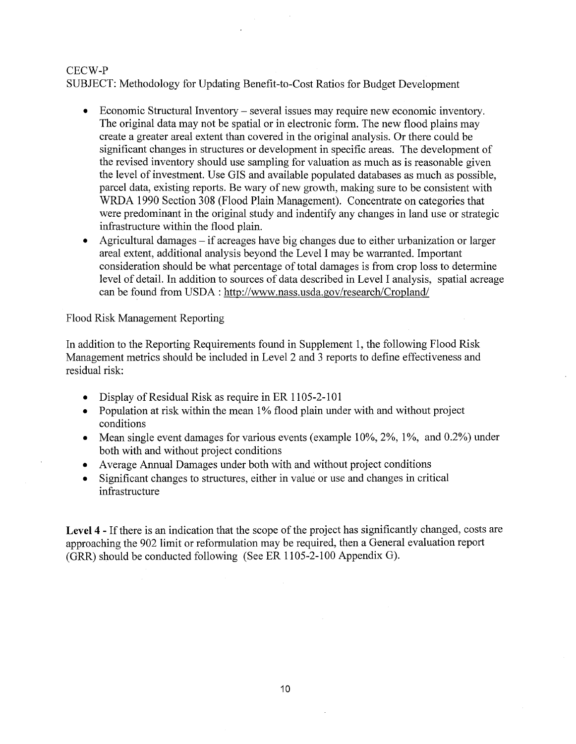- Economic Structural Inventory – several issues may require new economic inventory. The original data may not be spatial or in electronic form. The new flood plains may create a greater areal extent than covered in the original analysis. Or there could be significant changes in structures or development in specific areas. The development of the revised inventory should use sampling for valuation as much as is reasonable given the level of investment. Use GIS and available populated databases as much as possible, parcel data, existing reports. Be wary of new growth, making sure to be consistent with WRDA 1990 Section 308 (Flood Plain Management). Concentrate on categories that were predominant in the original study and indentify any changes in land use or strategic infrastructure within the flood plain.
- Agricultural damages – if acreages have big changes due to either urbanization or larger areal extent, additional analysis beyond the Level I may be warranted. Important consideration should be what percentage of total damages is from crop loss to determine level of detail. In addition to sources of data described in Level I analysis, spatial acreage can be found from USDA : http://www.nass.usda.gov/research/Cropland/

Flood Risk Management Reporting

In addition to the Reporting Requirements found in Supplement 1, the following Flood Risk Management metrics should be included in Level 2 and 3 reports to define effectiveness and residual risk:

- Display of Residual Risk as require in ER 1105-2-101
- Population at risk within the mean 1% flood plain under with and without project conditions
- Mean single event damages for various events (example 10%, 2%, 1%, and 0.2%) under both with and without project conditions
- Average Annual Damages under both with and without project conditions
- Significant changes to structures, either in value or use and changes in critical infrastructure

**Level 4 -** If there is an indication that the scope of the project has significantly changed, costs are approaching the 902 limit or reformulation may be required, then a General evaluation report (GRR) should be conducted following (See ER 1105-2-100 Appendix G).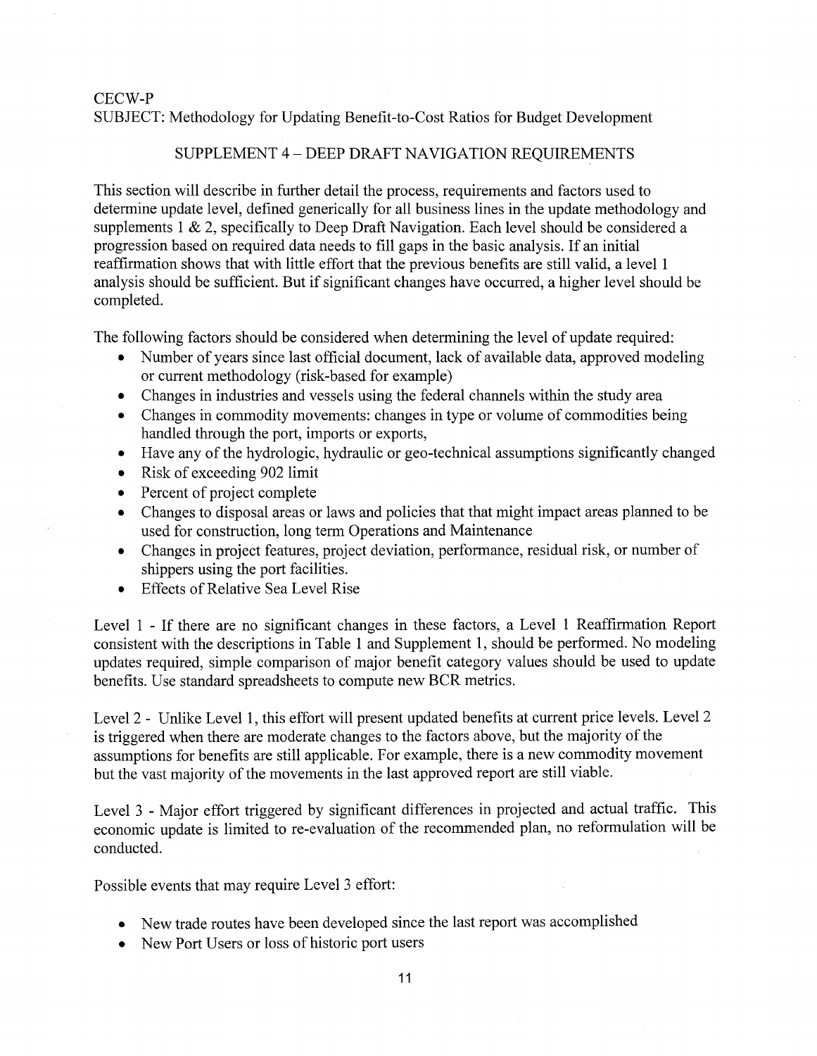CECW-P
SUBJECT: Methodology for Updating Benefit-to-Cost Ratios for Budget Development

## SUPPLEMENT 4 – DEEP DRAFT NAVIGATION REQUIREMENTS

This section will describe in further detail the process, requirements and factors used to determine update level, defined generically for all business lines in the update methodology and supplements 1 & 2, specifically to Deep Draft Navigation. Each level should be considered a progression based on required data needs to fill gaps in the basic analysis. If an initial reaffirmation shows that with little effort that the previous benefits are still valid, a level 1 analysis should be sufficient. But if significant changes have occurred, a higher level should be completed.

The following factors should be considered when determining the level of update required:

- Number of years since last official document, lack of available data, approved modeling or current methodology (risk-based for example)
- Changes in industries and vessels using the federal channels within the study area
- Changes in commodity movements: changes in type or volume of commodities being handled through the port, imports or exports,
- Have any of the hydrologic, hydraulic or geo-technical assumptions significantly changed
- Risk of exceeding 902 limit
- Percent of project complete
- Changes to disposal areas or laws and policies that that might impact areas planned to be used for construction, long term Operations and Maintenance
- Changes in project features, project deviation, performance, residual risk, or number of shippers using the port facilities.
- Effects of Relative Sea Level Rise

Level 1 - If there are no significant changes in these factors, a Level 1 Reaffirmation Report consistent with the descriptions in Table 1 and Supplement 1, should be performed. No modeling updates required, simple comparison of major benefit category values should be used to update benefits. Use standard spreadsheets to compute new BCR metrics.

Level 2 - Unlike Level 1, this effort will present updated benefits at current price levels. Level 2 is triggered when there are moderate changes to the factors above, but the majority of the assumptions for benefits are still applicable. For example, there is a new commodity movement but the vast majority of the movements in the last approved report are still viable.

Level 3 - Major effort triggered by significant differences in projected and actual traffic. This economic update is limited to re-evaluation of the recommended plan, no reformulation will be conducted.

Possible events that may require Level 3 effort:

- New trade routes have been developed since the last report was accomplished
- New Port Users or loss of historic port users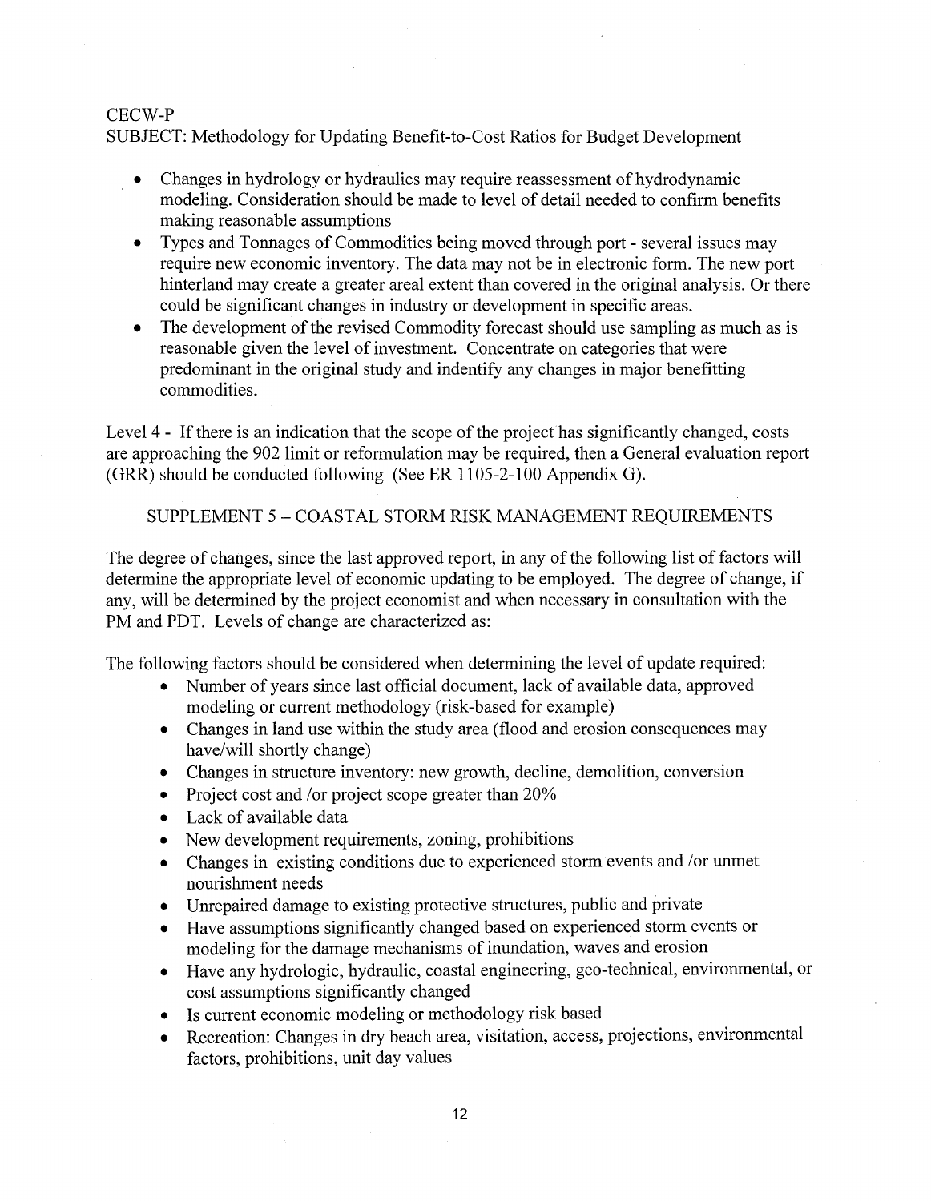CECW-P
SUBJECT: Methodology for Updating Benefit-to-Cost Ratios for Budget Development

- Changes in hydrology or hydraulics may require reassessment of hydrodynamic modeling. Consideration should be made to level of detail needed to confirm benefits making reasonable assumptions
- Types and Tonnages of Commodities being moved through port - several issues may require new economic inventory. The data may not be in electronic form. The new port hinterland may create a greater areal extent than covered in the original analysis. Or there could be significant changes in industry or development in specific areas.
- The development of the revised Commodity forecast should use sampling as much as is reasonable given the level of investment. Concentrate on categories that were predominant in the original study and indentify any changes in major benefitting commodities.

Level 4 - If there is an indication that the scope of the project has significantly changed, costs are approaching the 902 limit or reformulation may be required, then a General evaluation report (GRR) should be conducted following (See ER 1105-2-100 Appendix G).

## SUPPLEMENT 5 – COASTAL STORM RISK MANAGEMENT REQUIREMENTS

The degree of changes, since the last approved report, in any of the following list of factors will determine the appropriate level of economic updating to be employed. The degree of change, if any, will be determined by the project economist and when necessary in consultation with the PM and PDT. Levels of change are characterized as:

The following factors should be considered when determining the level of update required:

- Number of years since last official document, lack of available data, approved modeling or current methodology (risk-based for example)
- Changes in land use within the study area (flood and erosion consequences may have/will shortly change)
- Changes in structure inventory: new growth, decline, demolition, conversion
- Project cost and /or project scope greater than 20%
- Lack of available data
- New development requirements, zoning, prohibitions
- Changes in existing conditions due to experienced storm events and /or unmet nourishment needs
- Unrepaired damage to existing protective structures, public and private
- Have assumptions significantly changed based on experienced storm events or modeling for the damage mechanisms of inundation, waves and erosion
- Have any hydrologic, hydraulic, coastal engineering, geo-technical, environmental, or cost assumptions significantly changed
- Is current economic modeling or methodology risk based
- Recreation: Changes in dry beach area, visitation, access, projections, environmental factors, prohibitions, unit day values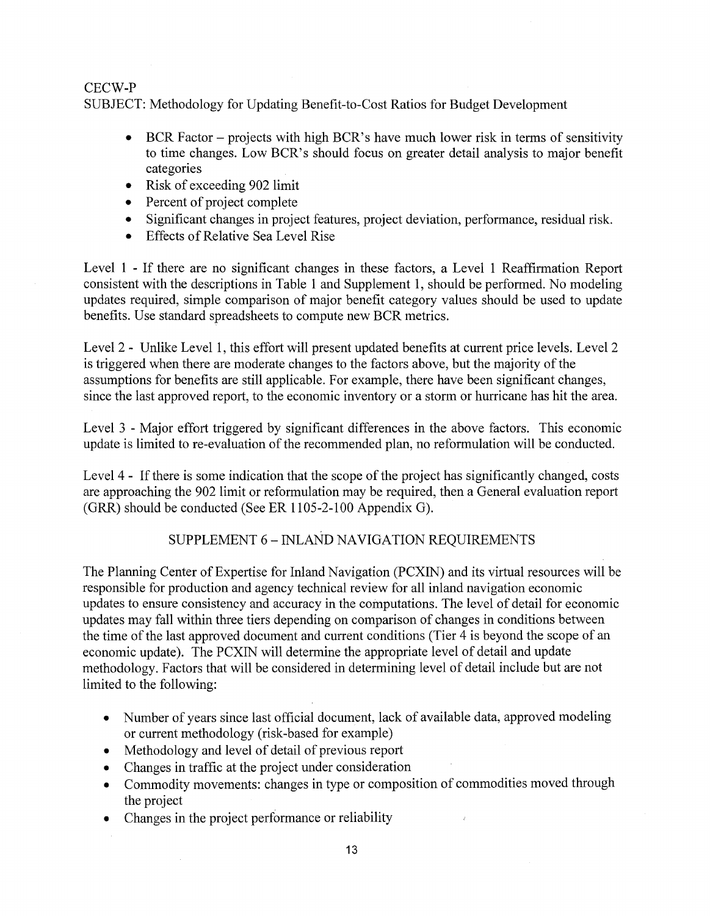CECW-P
SUBJECT: Methodology for Updating Benefit-to-Cost Ratios for Budget Development

- BCR Factor – projects with high BCR's have much lower risk in terms of sensitivity to time changes. Low BCR's should focus on greater detail analysis to major benefit categories
- Risk of exceeding 902 limit
- Percent of project complete
- Significant changes in project features, project deviation, performance, residual risk.
- Effects of Relative Sea Level Rise

Level 1 - If there are no significant changes in these factors, a Level 1 Reaffirmation Report consistent with the descriptions in Table 1 and Supplement 1, should be performed. No modeling updates required, simple comparison of major benefit category values should be used to update benefits. Use standard spreadsheets to compute new BCR metrics.

Level 2 - Unlike Level 1, this effort will present updated benefits at current price levels. Level 2 is triggered when there are moderate changes to the factors above, but the majority of the assumptions for benefits are still applicable. For example, there have been significant changes, since the last approved report, to the economic inventory or a storm or hurricane has hit the area.

Level 3 - Major effort triggered by significant differences in the above factors. This economic update is limited to re-evaluation of the recommended plan, no reformulation will be conducted.

Level 4 - If there is some indication that the scope of the project has significantly changed, costs are approaching the 902 limit or reformulation may be required, then a General evaluation report (GRR) should be conducted (See ER 1105-2-100 Appendix G).

## SUPPLEMENT 6 – INLAND NAVIGATION REQUIREMENTS

The Planning Center of Expertise for Inland Navigation (PCXIN) and its virtual resources will be responsible for production and agency technical review for all inland navigation economic updates to ensure consistency and accuracy in the computations. The level of detail for economic updates may fall within three tiers depending on comparison of changes in conditions between the time of the last approved document and current conditions (Tier 4 is beyond the scope of an economic update). The PCXIN will determine the appropriate level of detail and update methodology. Factors that will be considered in determining level of detail include but are not limited to the following:

- Number of years since last official document, lack of available data, approved modeling or current methodology (risk-based for example)
- Methodology and level of detail of previous report
- Changes in traffic at the project under consideration
- Commodity movements: changes in type or composition of commodities moved through the project
- Changes in the project performance or reliability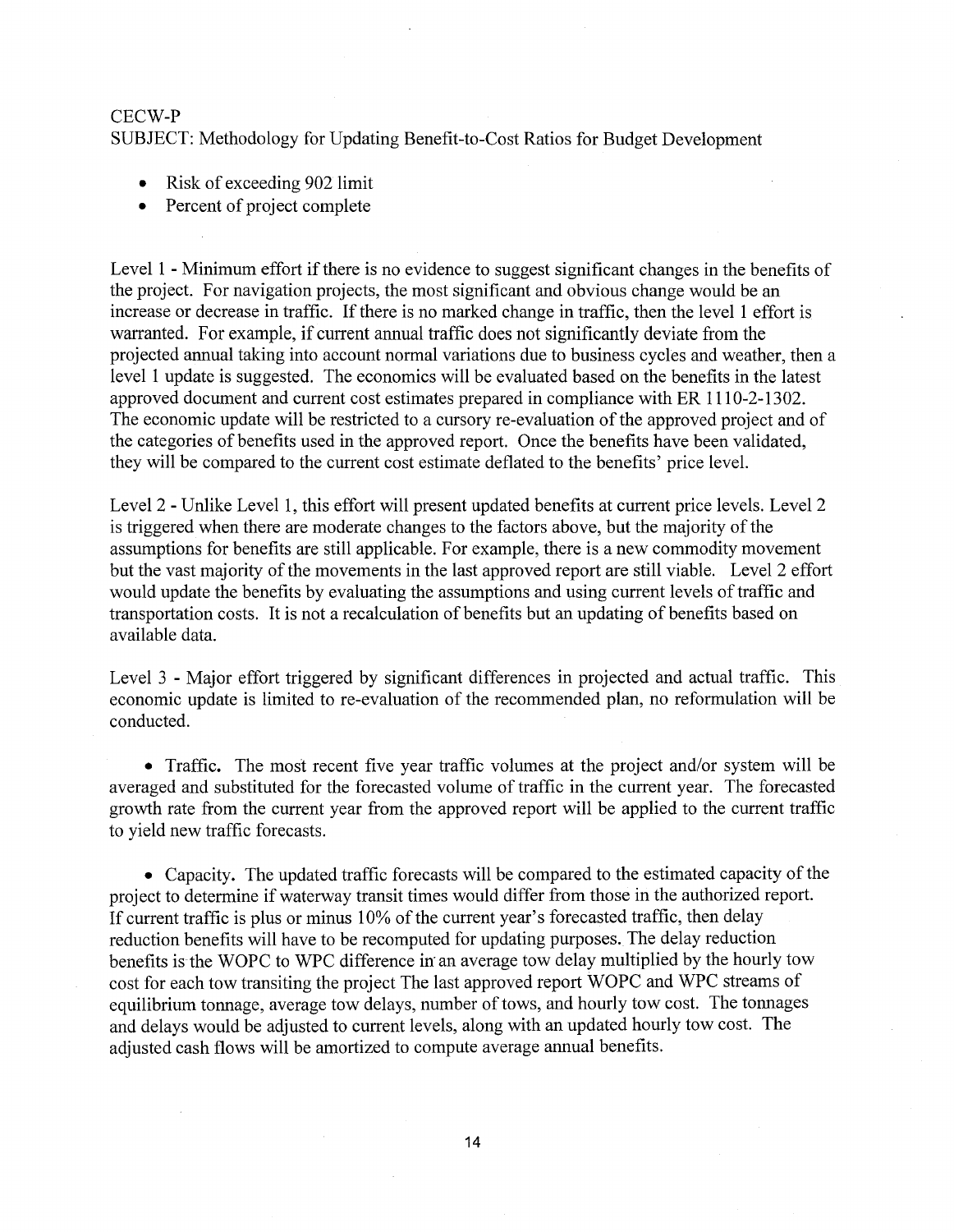CECW-P
SUBJECT: Methodology for Updating Benefit-to-Cost Ratios for Budget Development

- Risk of exceeding 902 limit
- Percent of project complete

Level 1 - Minimum effort if there is no evidence to suggest significant changes in the benefits of the project. For navigation projects, the most significant and obvious change would be an increase or decrease in traffic. If there is no marked change in traffic, then the level 1 effort is warranted. For example, if current annual traffic does not significantly deviate from the projected annual taking into account normal variations due to business cycles and weather, then a level 1 update is suggested. The economics will be evaluated based on the benefits in the latest approved document and current cost estimates prepared in compliance with ER 1110-2-1302. The economic update will be restricted to a cursory re-evaluation of the approved project and of the categories of benefits used in the approved report. Once the benefits have been validated, they will be compared to the current cost estimate deflated to the benefits' price level.

Level 2 - Unlike Level 1, this effort will present updated benefits at current price levels. Level 2 is triggered when there are moderate changes to the factors above, but the majority of the assumptions for benefits are still applicable. For example, there is a new commodity movement but the vast majority of the movements in the last approved report are still viable. Level 2 effort would update the benefits by evaluating the assumptions and using current levels of traffic and transportation costs. It is not a recalculation of benefits but an updating of benefits based on available data.

Level 3 - Major effort triggered by significant differences in projected and actual traffic. This economic update is limited to re-evaluation of the recommended plan, no reformulation will be conducted.

- Traffic. The most recent five year traffic volumes at the project and/or system will be averaged and substituted for the forecasted volume of traffic in the current year. The forecasted growth rate from the current year from the approved report will be applied to the current traffic to yield new traffic forecasts.

- Capacity. The updated traffic forecasts will be compared to the estimated capacity of the project to determine if waterway transit times would differ from those in the authorized report. If current traffic is plus or minus 10% of the current year's forecasted traffic, then delay reduction benefits will have to be recomputed for updating purposes. The delay reduction benefits is the WOPC to WPC difference in an average tow delay multiplied by the hourly tow cost for each tow transiting the project The last approved report WOPC and WPC streams of equilibrium tonnage, average tow delays, number of tows, and hourly tow cost. The tonnages and delays would be adjusted to current levels, along with an updated hourly tow cost. The adjusted cash flows will be amortized to compute average annual benefits.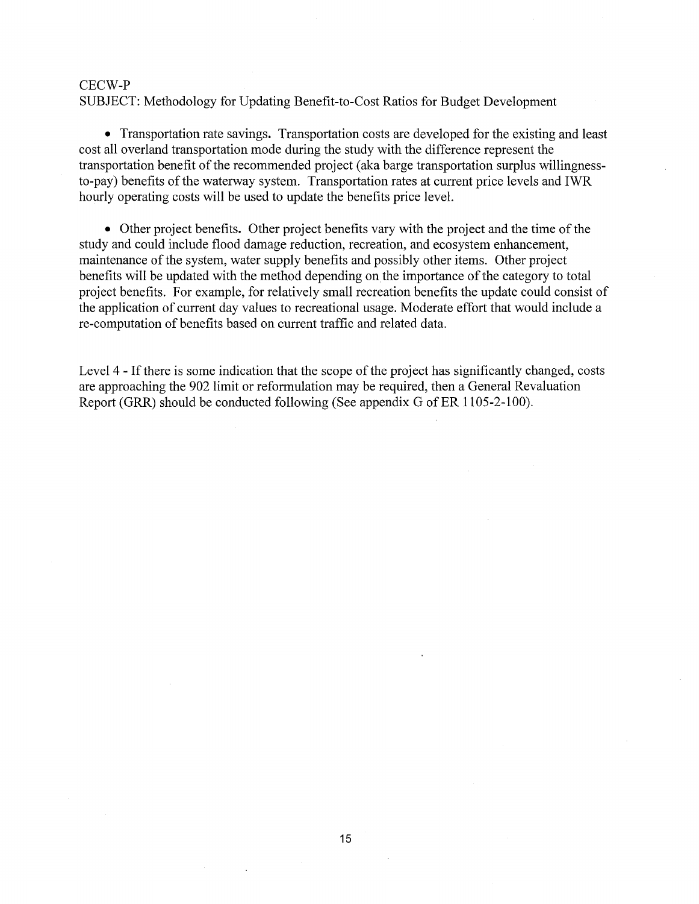CECW-P
SUBJECT: Methodology for Updating Benefit-to-Cost Ratios for Budget Development

- **Transportation rate savings.** Transportation costs are developed for the existing and least cost all overland transportation mode during the study with the difference represent the transportation benefit of the recommended project (aka barge transportation surplus willingness-to-pay) benefits of the waterway system. Transportation rates at current price levels and IWR hourly operating costs will be used to update the benefits price level.

- **Other project benefits.** Other project benefits vary with the project and the time of the study and could include flood damage reduction, recreation, and ecosystem enhancement, maintenance of the system, water supply benefits and possibly other items. Other project benefits will be updated with the method depending on the importance of the category to total project benefits. For example, for relatively small recreation benefits the update could consist of the application of current day values to recreational usage. Moderate effort that would include a re-computation of benefits based on current traffic and related data.

Level 4 - If there is some indication that the scope of the project has significantly changed, costs are approaching the 902 limit or reformulation may be required, then a General Revaluation Report (GRR) should be conducted following (See appendix G of ER 1105-2-100).